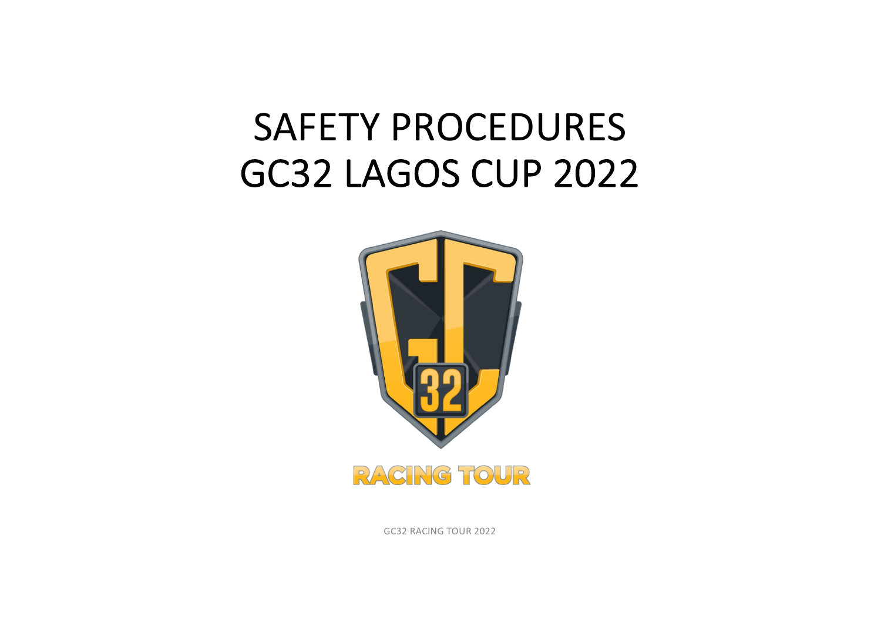# SAFETY PROCEDURES GC32 LAGOS CUP 2022

RACING TOUR

GC32 RACING TOUR 2022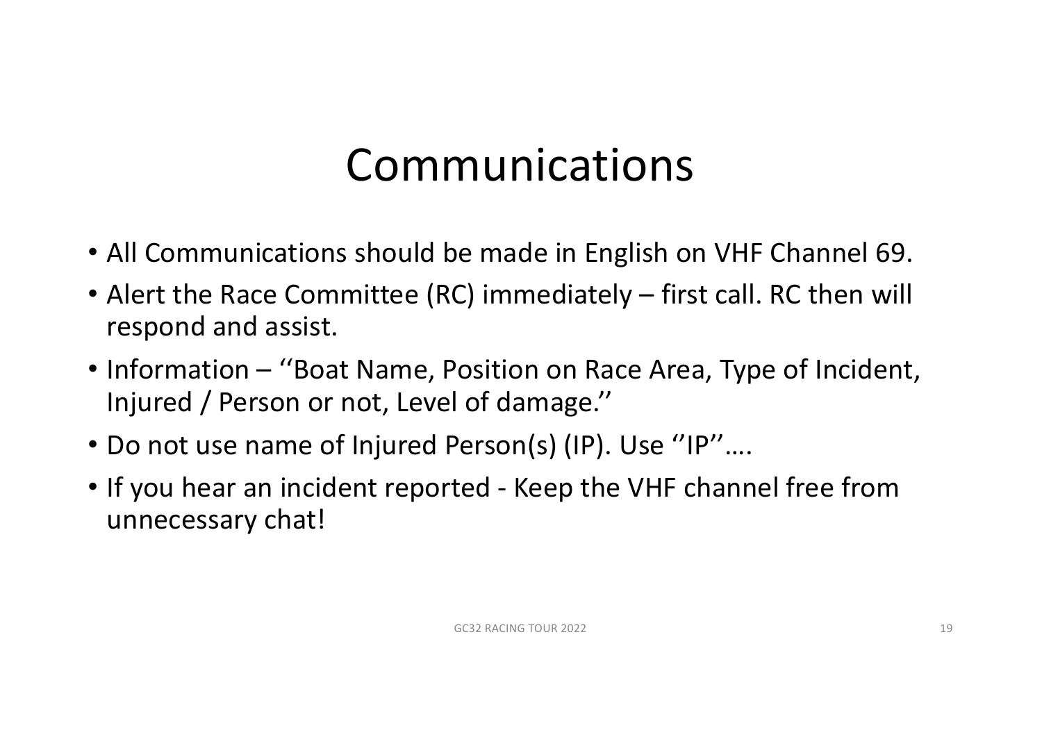# Communications

- All Communications should be made in English on VHF Channel 69.
- Alert the Race Committee (RC) immediately – first call. RC then will respond and assist.
- Information – ‘’Boat Name, Position on Race Area, Type of Incident, Injured / Person or not, Level of damage.’’
- Do not use name of Injured Person(s) (IP). Use ‘’IP’’….
- If you hear an incident reported - Keep the VHF channel free from unnecessary chat!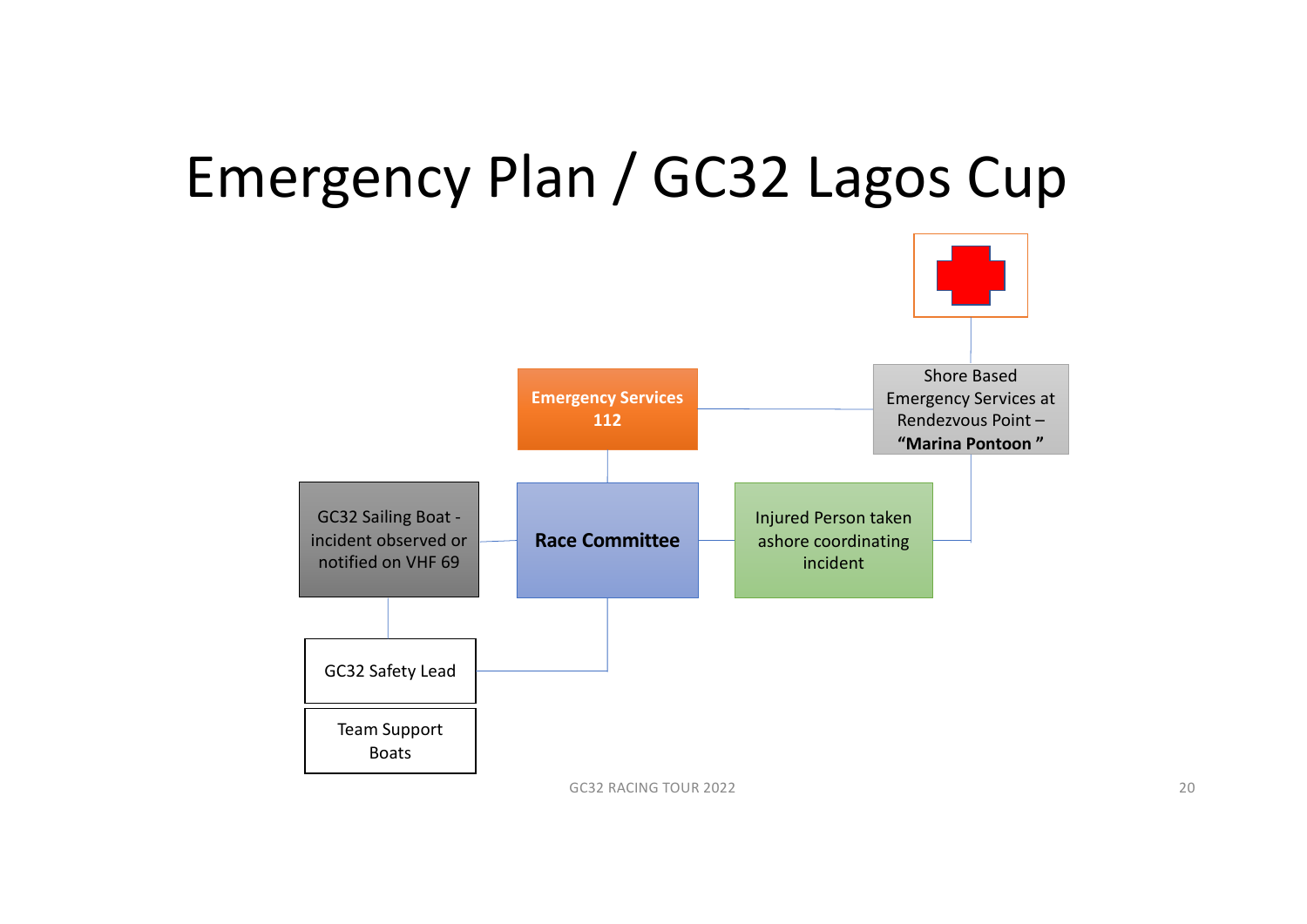# Emergency Plan / GC32 Lagos Cup

**Emergency Services 112**

Shore Based Emergency Services at Rendezvous Point – **"Marina Pontoon "**

GC32 Sailing Boat - incident observed or notified on VHF 69

**Race Committee**

Injured Person taken ashore coordinating incident

GC32 Safety Lead

Team Support Boats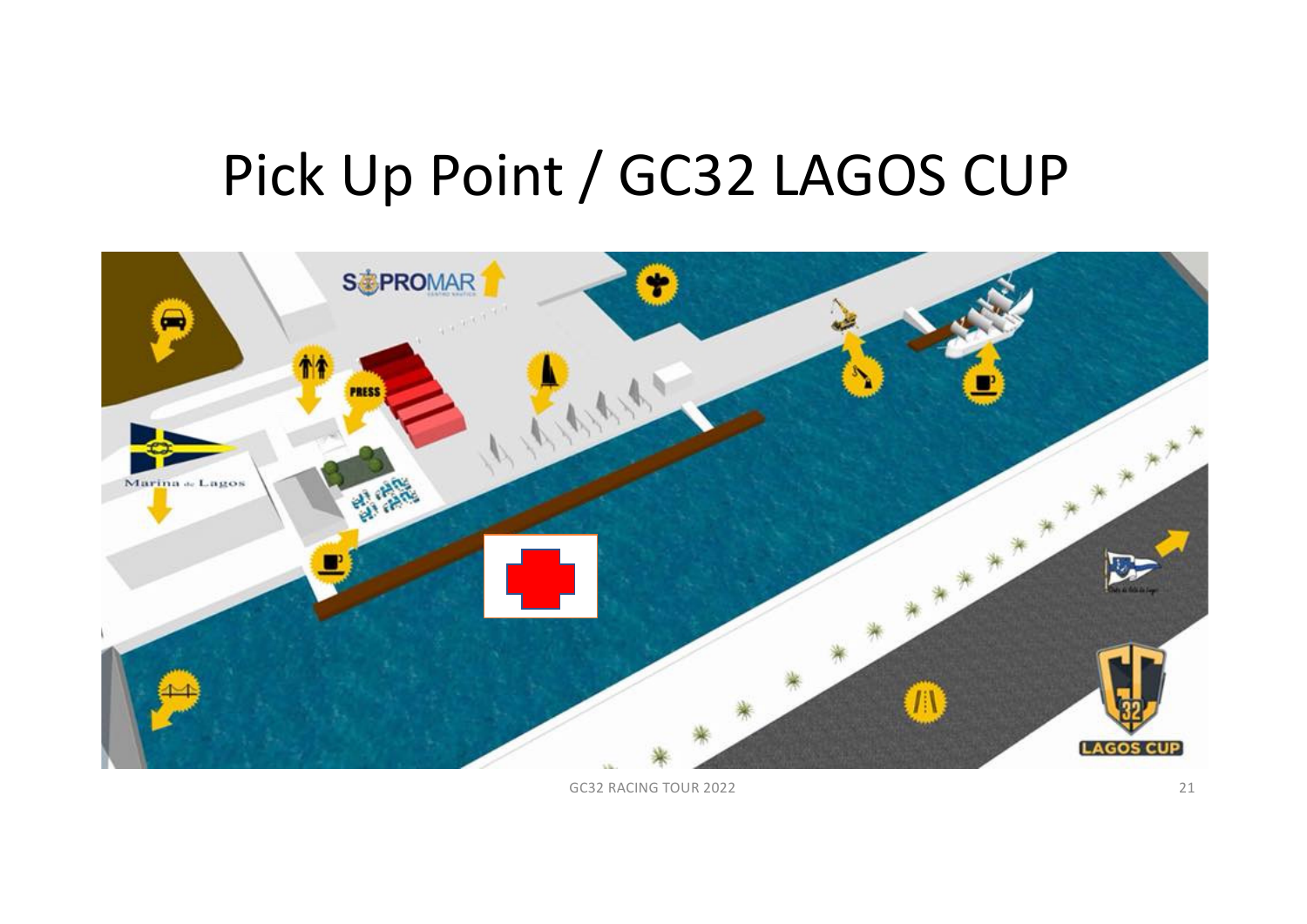# Pick Up Point / GC32 LAGOS CUP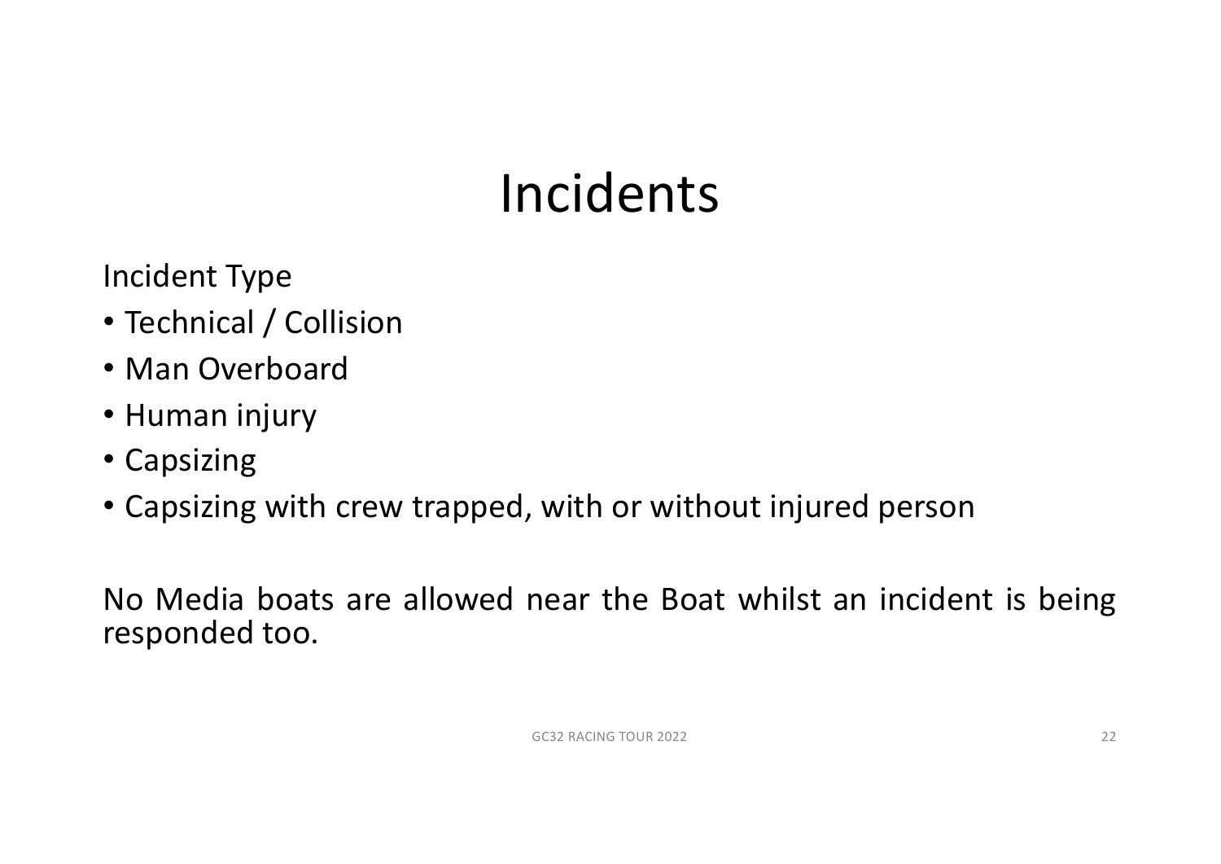# Incidents

Incident Type

- Technical / Collision
- Man Overboard
- Human injury
- Capsizing
- Capsizing with crew trapped, with or without injured person

No Media boats are allowed near the Boat whilst an incident is being responded too.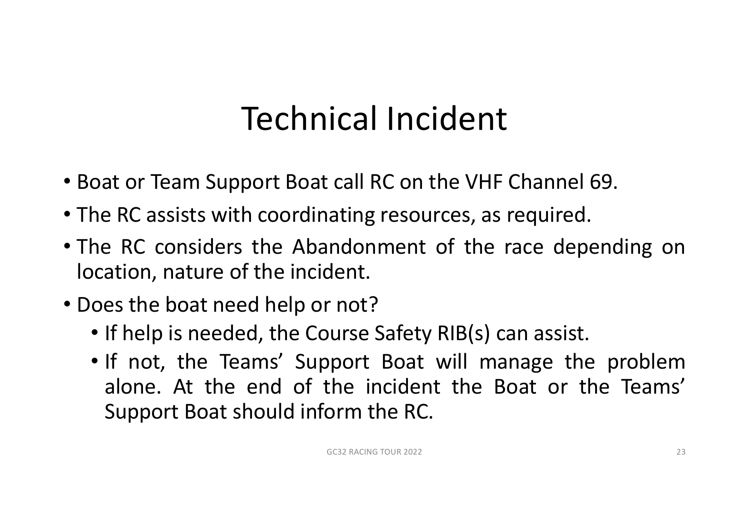# Technical Incident

- Boat or Team Support Boat call RC on the VHF Channel 69.
- The RC assists with coordinating resources, as required.
- The RC considers the Abandonment of the race depending on location, nature of the incident.
- Does the boat need help or not?
  - If help is needed, the Course Safety RIB(s) can assist.
  - If not, the Teams' Support Boat will manage the problem alone. At the end of the incident the Boat or the Teams' Support Boat should inform the RC.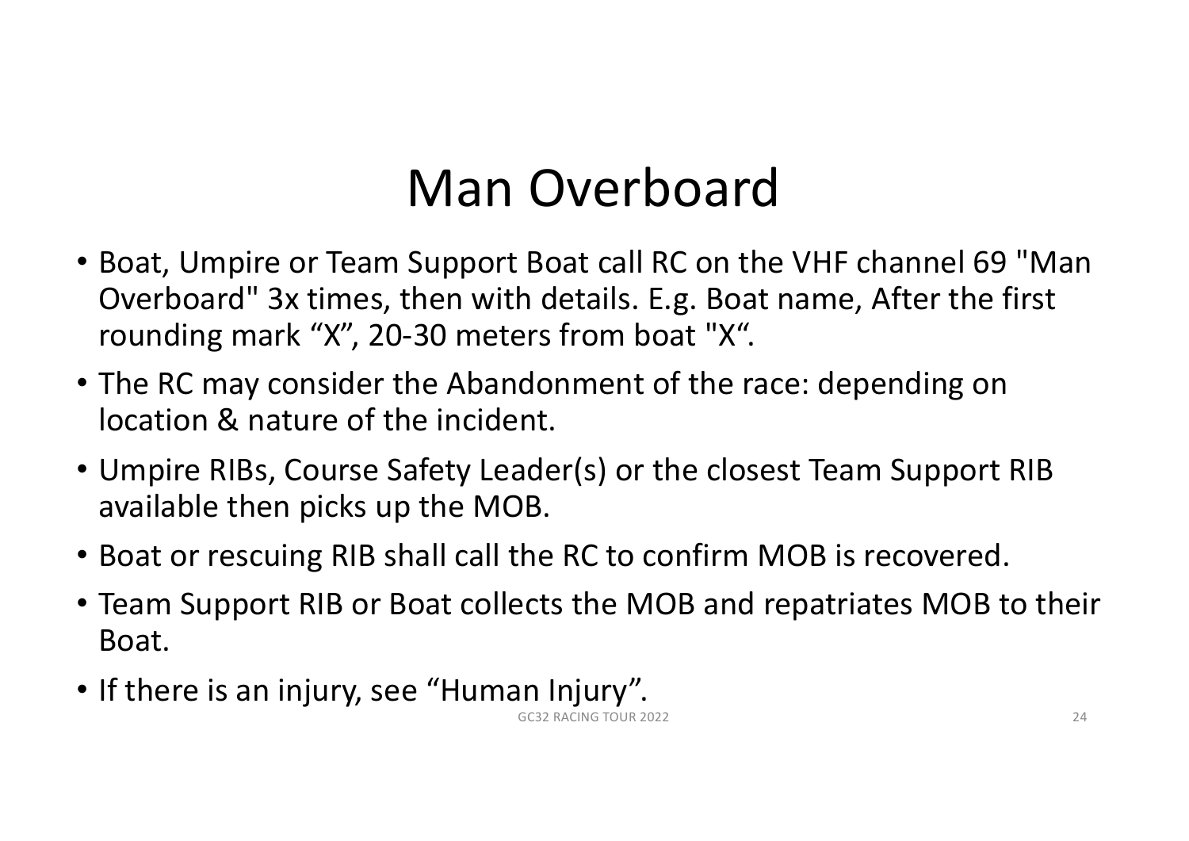# Man Overboard

- Boat, Umpire or Team Support Boat call RC on the VHF channel 69 "Man Overboard" 3x times, then with details. E.g. Boat name, After the first rounding mark “X”, 20-30 meters from boat "X“.
- The RC may consider the Abandonment of the race: depending on location & nature of the incident.
- Umpire RIBs, Course Safety Leader(s) or the closest Team Support RIB available then picks up the MOB.
- Boat or rescuing RIB shall call the RC to confirm MOB is recovered.
- Team Support RIB or Boat collects the MOB and repatriates MOB to their Boat.
- If there is an injury, see “Human Injury”.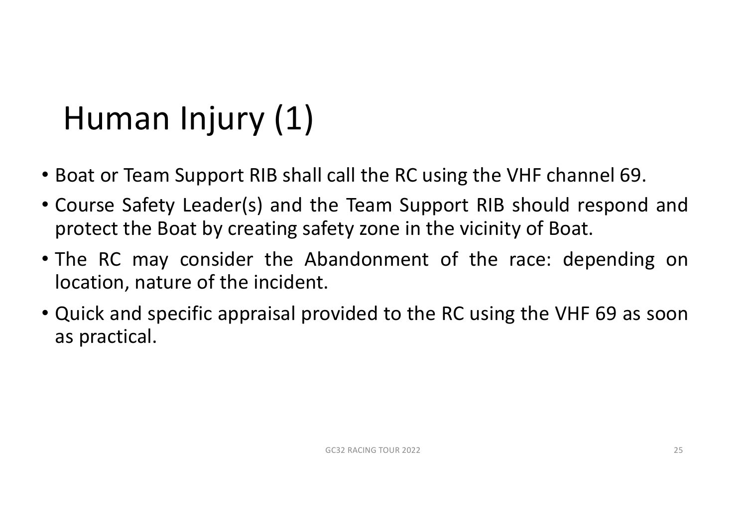# Human Injury (1)

- Boat or Team Support RIB shall call the RC using the VHF channel 69.
- Course Safety Leader(s) and the Team Support RIB should respond and protect the Boat by creating safety zone in the vicinity of Boat.
- The RC may consider the Abandonment of the race: depending on location, nature of the incident.
- Quick and specific appraisal provided to the RC using the VHF 69 as soon as practical.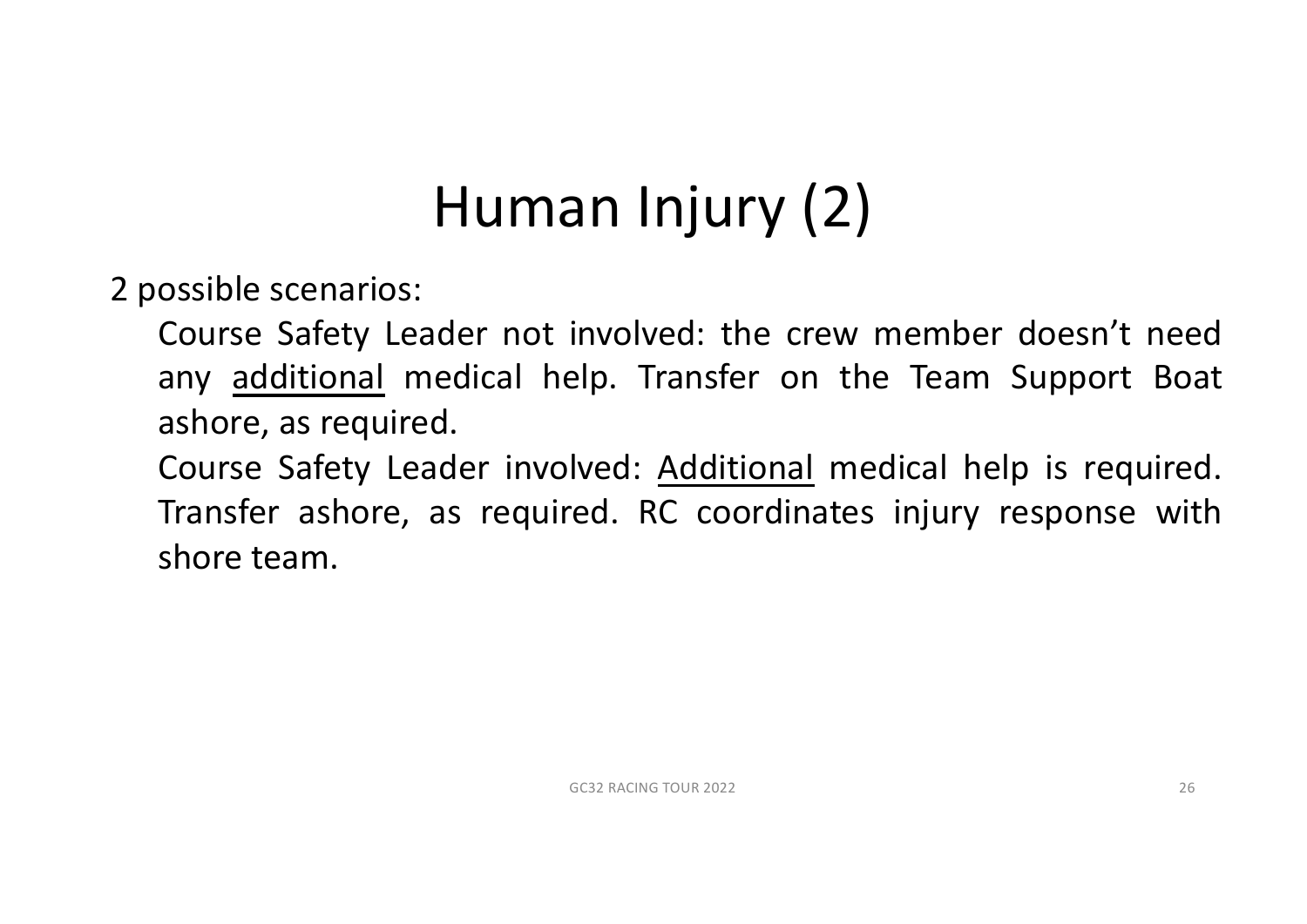# Human Injury (2)

2 possible scenarios:

- Course Safety Leader not involved: the crew member doesn't need any <u>additional</u> medical help. Transfer on the Team Support Boat ashore, as required.
- Course Safety Leader involved: <u>Additional</u> medical help is required. Transfer ashore, as required. RC coordinates injury response with shore team.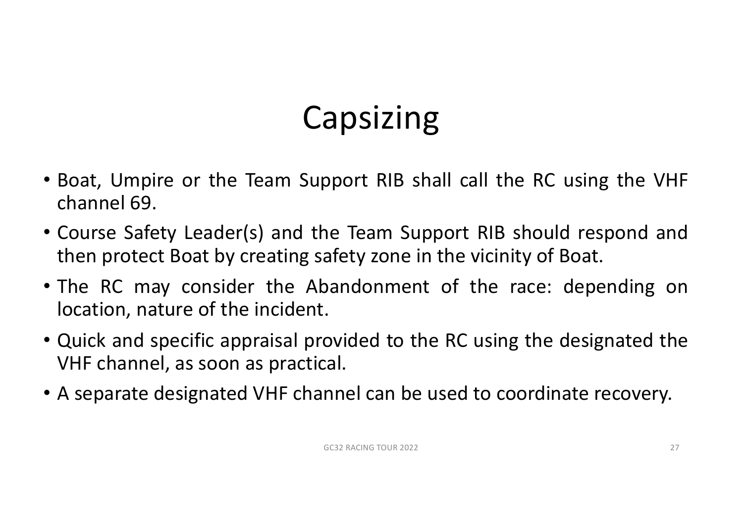# Capsizing

- Boat, Umpire or the Team Support RIB shall call the RC using the VHF channel 69.
- Course Safety Leader(s) and the Team Support RIB should respond and then protect Boat by creating safety zone in the vicinity of Boat.
- The RC may consider the Abandonment of the race: depending on location, nature of the incident.
- Quick and specific appraisal provided to the RC using the designated the VHF channel, as soon as practical.
- A separate designated VHF channel can be used to coordinate recovery.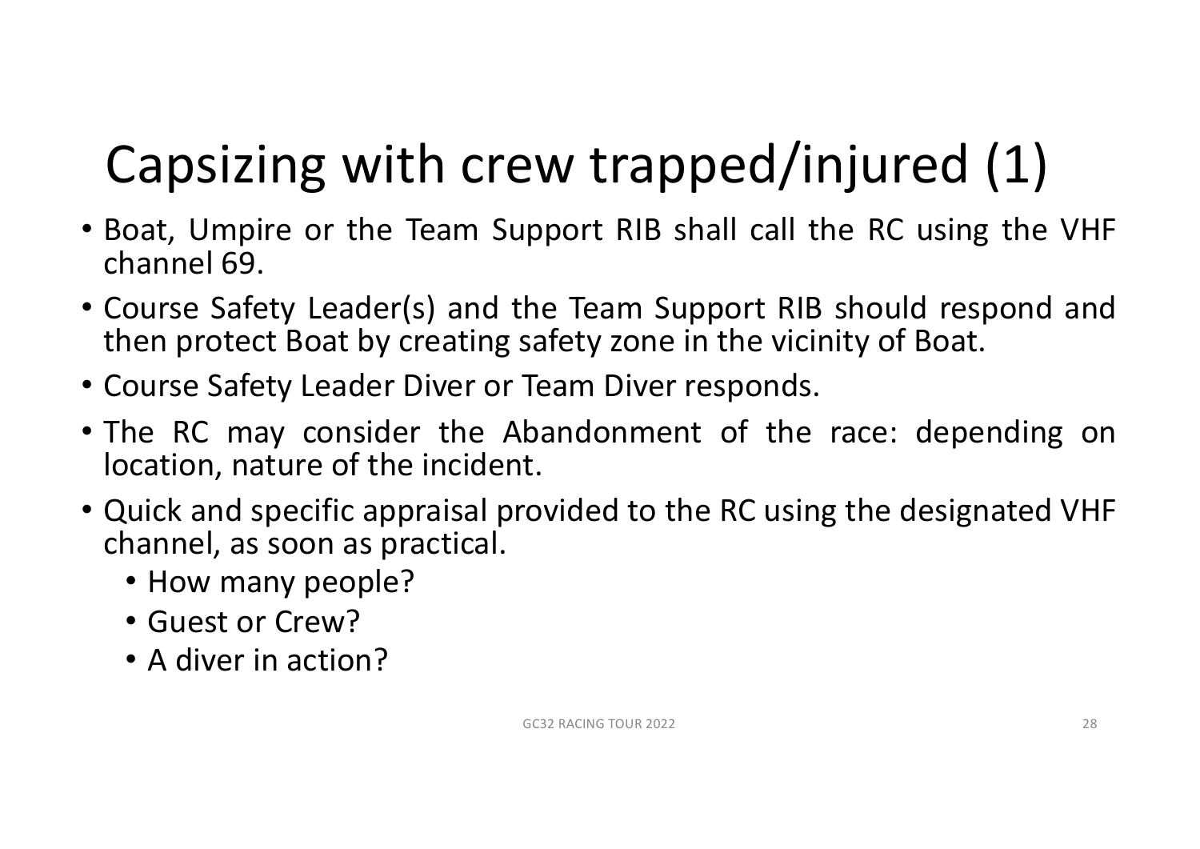# Capsizing with crew trapped/injured (1)

- Boat, Umpire or the Team Support RIB shall call the RC using the VHF channel 69.
- Course Safety Leader(s) and the Team Support RIB should respond and then protect Boat by creating safety zone in the vicinity of Boat.
- Course Safety Leader Diver or Team Diver responds.
- The RC may consider the Abandonment of the race: depending on location, nature of the incident.
- Quick and specific appraisal provided to the RC using the designated VHF channel, as soon as practical.
  - How many people?
  - Guest or Crew?
  - A diver in action?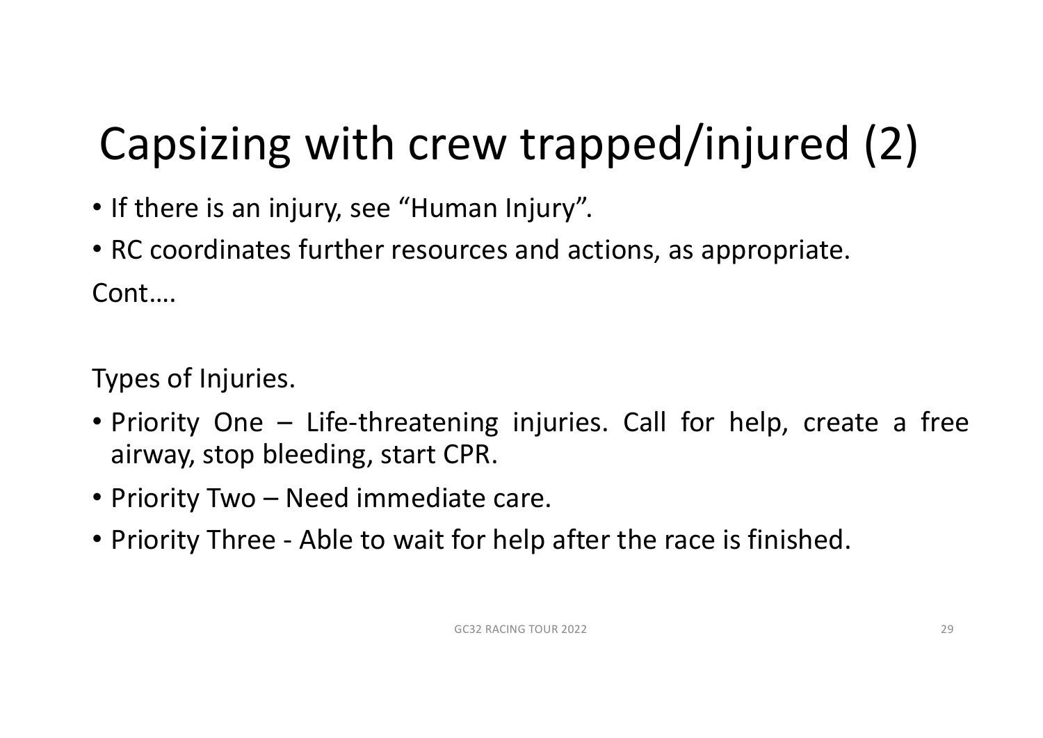# Capsizing with crew trapped/injured (2)

- If there is an injury, see “Human Injury”.
- RC coordinates further resources and actions, as appropriate.

Cont….

Types of Injuries.

- Priority One – Life-threatening injuries. Call for help, create a free airway, stop bleeding, start CPR.
- Priority Two – Need immediate care.
- Priority Three - Able to wait for help after the race is finished.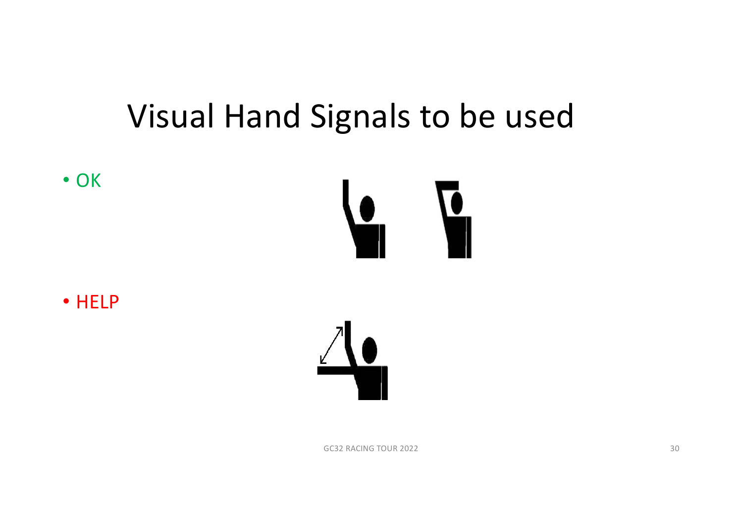# Visual Hand Signals to be used

- OK

- HELP